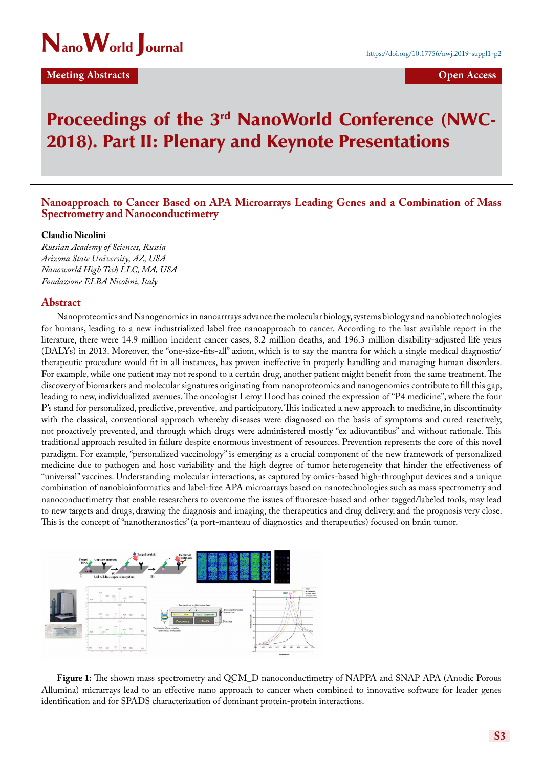# Proceedings of the 3rd NanoWorld Conference (NWC-2018). Part II: Plenary and Keynote Presentations

## Nanoapproach to Cancer Based on APA Microarrays Leading Genes and a Combination of Mass Spectrometry and Nanoconductimetry

**Claudio Nicolini**

*Russian Academy of Sciences, Russia*
*Arizona State University, AZ, USA*
*Nanoworld High Tech LLC, MA, USA*
*Fondazione ELBA Nicolini, Italy*

### Abstract

Nanoproteomics and Nanogenomics in nanoarrrays advance the molecular biology, systems biology and nanobiotechnologies for humans, leading to a new industrialized label free nanoapproach to cancer. According to the last available report in the literature, there were 14.9 million incident cancer cases, 8.2 million deaths, and 196.3 million disability-adjusted life years (DALYs) in 2013. Moreover, the "one-size-fits-all" axiom, which is to say the mantra for which a single medical diagnostic/ therapeutic procedure would fit in all instances, has proven ineffective in properly handling and managing human disorders. For example, while one patient may not respond to a certain drug, another patient might benefit from the same treatment. The discovery of biomarkers and molecular signatures originating from nanoproteomics and nanogenomics contribute to fill this gap, leading to new, individualized avenues. The oncologist Leroy Hood has coined the expression of "P4 medicine", where the four P's stand for personalized, predictive, preventive, and participatory. This indicated a new approach to medicine, in discontinuity with the classical, conventional approach whereby diseases were diagnosed on the basis of symptoms and cured reactively, not proactively prevented, and through which drugs were administered mostly "ex adiuvantibus" and without rationale. This traditional approach resulted in failure despite enormous investment of resources. Prevention represents the core of this novel paradigm. For example, "personalized vaccinology" is emerging as a crucial component of the new framework of personalized medicine due to pathogen and host variability and the high degree of tumor heterogeneity that hinder the effectiveness of "universal" vaccines. Understanding molecular interactions, as captured by omics-based high-throughput devices and a unique combination of nanobioinformatics and label-free APA microarrays based on nanotechnologies such as mass spectrometry and nanoconductimetry that enable researchers to overcome the issues of fluoresce-based and other tagged/labeled tools, may lead to new targets and drugs, drawing the diagnosis and imaging, the therapeutics and drug delivery, and the prognosis very close. This is the concept of "nanotheranostics" (a port-manteau of diagnostics and therapeutics) focused on brain tumor.

**Figure 1:** The shown mass spectrometry and QCM_D nanoconductimetry of NAPPA and SNAP APA (Anodic Porous Allumina) micrarrays lead to an effective nano approach to cancer when combined to innovative software for leader genes identification and for SPADS characterization of dominant protein-protein interactions.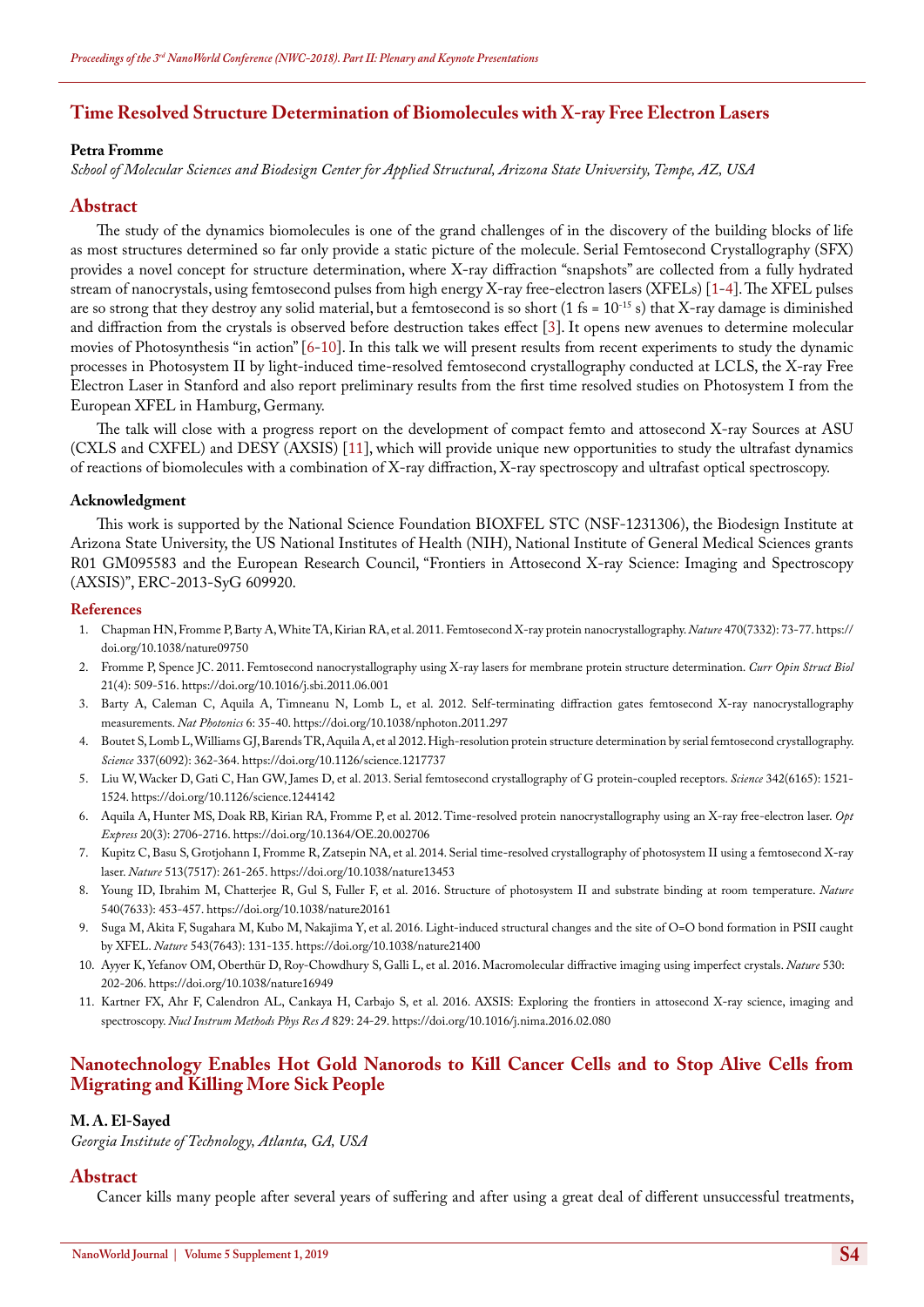## Time Resolved Structure Determination of Biomolecules with X-ray Free Electron Lasers

**Petra Fromme**

*School of Molecular Sciences and Biodesign Center for Applied Structural, Arizona State University, Tempe, AZ, USA*

### Abstract

The study of the dynamics biomolecules is one of the grand challenges of in the discovery of the building blocks of life as most structures determined so far only provide a static picture of the molecule. Serial Femtosecond Crystallography (SFX) provides a novel concept for structure determination, where X-ray diffraction "snapshots" are collected from a fully hydrated stream of nanocrystals, using femtosecond pulses from high energy X-ray free-electron lasers (XFELs) [1-4]. The XFEL pulses are so strong that they destroy any solid material, but a femtosecond is so short (1 fs = $10^{-15}$ s) that X-ray damage is diminished and diffraction from the crystals is observed before destruction takes effect [3]. It opens new avenues to determine molecular movies of Photosynthesis "in action" [6-10]. In this talk we will present results from recent experiments to study the dynamic processes in Photosystem II by light-induced time-resolved femtosecond crystallography conducted at LCLS, the X-ray Free Electron Laser in Stanford and also report preliminary results from the first time resolved studies on Photosystem I from the European XFEL in Hamburg, Germany.

The talk will close with a progress report on the development of compact femto and attosecond X-ray Sources at ASU (CXLS and CXFEL) and DESY (AXSIS) [11], which will provide unique new opportunities to study the ultrafast dynamics of reactions of biomolecules with a combination of X-ray diffraction, X-ray spectroscopy and ultrafast optical spectroscopy.

#### Acknowledgment

This work is supported by the National Science Foundation BIOXFEL STC (NSF-1231306), the Biodesign Institute at Arizona State University, the US National Institutes of Health (NIH), National Institute of General Medical Sciences grants R01 GM095583 and the European Research Council, "Frontiers in Attosecond X-ray Science: Imaging and Spectroscopy (AXSIS)", ERC-2013-SyG 609920.

#### References

1. Chapman HN, Fromme P, Barty A, White TA, Kirian RA, et al. 2011. Femtosecond X-ray protein nanocrystallography. *Nature* 470(7332): 73-77. https://doi.org/10.1038/nature09750
2. Fromme P, Spence JC. 2011. Femtosecond nanocrystallography using X-ray lasers for membrane protein structure determination. *Curr Opin Struct Biol* 21(4): 509-516. https://doi.org/10.1016/j.sbi.2011.06.001
3. Barty A, Caleman C, Aquila A, Timneanu N, Lomb L, et al. 2012. Self-terminating diffraction gates femtosecond X-ray nanocrystallography measurements. *Nat Photonics* 6: 35-40. https://doi.org/10.1038/nphoton.2011.297
4. Boutet S, Lomb L, Williams GJ, Barends TR, Aquila A, et al 2012. High-resolution protein structure determination by serial femtosecond crystallography. *Science* 337(6092): 362-364. https://doi.org/10.1126/science.1217737
5. Liu W, Wacker D, Gati C, Han GW, James D, et al. 2013. Serial femtosecond crystallography of G protein-coupled receptors. *Science* 342(6165): 1521-1524. https://doi.org/10.1126/science.1244142
6. Aquila A, Hunter MS, Doak RB, Kirian RA, Fromme P, et al. 2012. Time-resolved protein nanocrystallography using an X-ray free-electron laser. *Opt Express* 20(3): 2706-2716. https://doi.org/10.1364/OE.20.002706
7. Kupitz C, Basu S, Grotjohann I, Fromme R, Zatsepin NA, et al. 2014. Serial time-resolved crystallography of photosystem II using a femtosecond X-ray laser. *Nature* 513(7517): 261-265. https://doi.org/10.1038/nature13453
8. Young ID, Ibrahim M, Chatterjee R, Gul S, Fuller F, et al. 2016. Structure of photosystem II and substrate binding at room temperature. *Nature* 540(7633): 453-457. https://doi.org/10.1038/nature20161
9. Suga M, Akita F, Sugahara M, Kubo M, Nakajima Y, et al. 2016. Light-induced structural changes and the site of O=O bond formation in PSII caught by XFEL. *Nature* 543(7643): 131-135. https://doi.org/10.1038/nature21400
10. Ayyer K, Yefanov OM, Oberthür D, Roy-Chowdhury S, Galli L, et al. 2016. Macromolecular diffractive imaging using imperfect crystals. *Nature* 530: 202-206. https://doi.org/10.1038/nature16949
11. Kartner FX, Ahr F, Calendron AL, Cankaya H, Carbajo S, et al. 2016. AXSIS: Exploring the frontiers in attosecond X-ray science, imaging and spectroscopy. *Nucl Instrum Methods Phys Res A* 829: 24-29. https://doi.org/10.1016/j.nima.2016.02.080

## Nanotechnology Enables Hot Gold Nanorods to Kill Cancer Cells and to Stop Alive Cells from Migrating and Killing More Sick People

**M. A. El-Sayed**

*Georgia Institute of Technology, Atlanta, GA, USA*

### Abstract

Cancer kills many people after several years of suffering and after using a great deal of different unsuccessful treatments,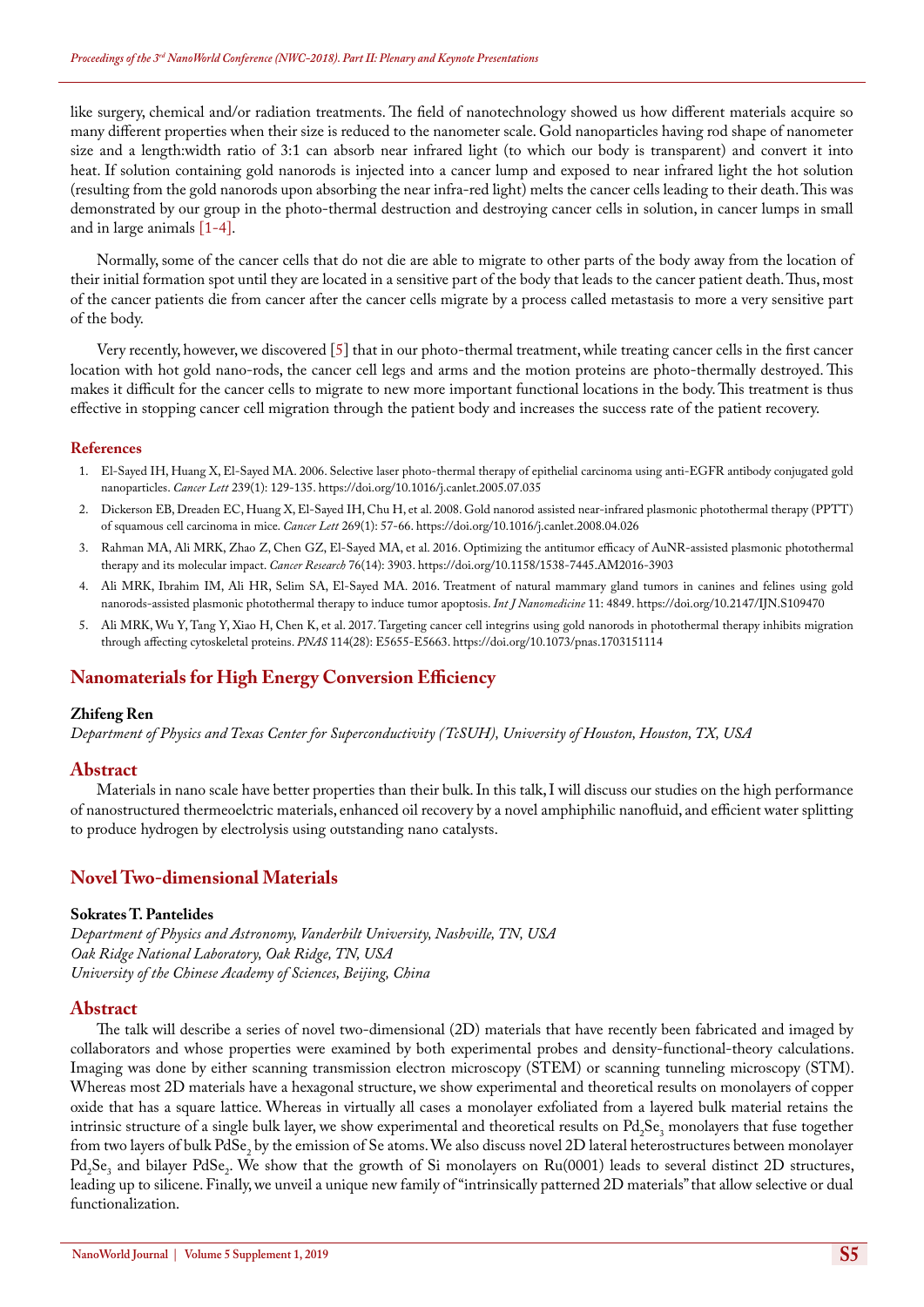like surgery, chemical and/or radiation treatments. The field of nanotechnology showed us how different materials acquire so many different properties when their size is reduced to the nanometer scale. Gold nanoparticles having rod shape of nanometer size and a length:width ratio of 3:1 can absorb near infrared light (to which our body is transparent) and convert it into heat. If solution containing gold nanorods is injected into a cancer lump and exposed to near infrared light the hot solution (resulting from the gold nanorods upon absorbing the near infra-red light) melts the cancer cells leading to their death. This was demonstrated by our group in the photo-thermal destruction and destroying cancer cells in solution, in cancer lumps in small and in large animals [1-4].

Normally, some of the cancer cells that do not die are able to migrate to other parts of the body away from the location of their initial formation spot until they are located in a sensitive part of the body that leads to the cancer patient death. Thus, most of the cancer patients die from cancer after the cancer cells migrate by a process called metastasis to more a very sensitive part of the body.

Very recently, however, we discovered [5] that in our photo-thermal treatment, while treating cancer cells in the first cancer location with hot gold nano-rods, the cancer cell legs and arms and the motion proteins are photo-thermally destroyed. This makes it difficult for the cancer cells to migrate to new more important functional locations in the body. This treatment is thus effective in stopping cancer cell migration through the patient body and increases the success rate of the patient recovery.

#### References

1. El-Sayed IH, Huang X, El-Sayed MA. 2006. Selective laser photo-thermal therapy of epithelial carcinoma using anti-EGFR antibody conjugated gold nanoparticles. *Cancer Lett* 239(1): 129-135. https://doi.org/10.1016/j.canlet.2005.07.035
2. Dickerson EB, Dreaden EC, Huang X, El-Sayed IH, Chu H, et al. 2008. Gold nanorod assisted near-infrared plasmonic photothermal therapy (PPTT) of squamous cell carcinoma in mice. *Cancer Lett* 269(1): 57-66. https://doi.org/10.1016/j.canlet.2008.04.026
3. Rahman MA, Ali MRK, Zhao Z, Chen GZ, El-Sayed MA, et al. 2016. Optimizing the antitumor efficacy of AuNR-assisted plasmonic photothermal therapy and its molecular impact. *Cancer Research* 76(14): 3903. https://doi.org/10.1158/1538-7445.AM2016-3903
4. Ali MRK, Ibrahim IM, Ali HR, Selim SA, El-Sayed MA. 2016. Treatment of natural mammary gland tumors in canines and felines using gold nanorods-assisted plasmonic photothermal therapy to induce tumor apoptosis. *Int J Nanomedicine* 11: 4849. https://doi.org/10.2147/IJN.S109470
5. Ali MRK, Wu Y, Tang Y, Xiao H, Chen K, et al. 2017. Targeting cancer cell integrins using gold nanorods in photothermal therapy inhibits migration through affecting cytoskeletal proteins. *PNAS* 114(28): E5655-E5663. https://doi.org/10.1073/pnas.1703151114

## Nanomaterials for High Energy Conversion Efficiency

**Zhifeng Ren**

*Department of Physics and Texas Center for Superconductivity (TcSUH), University of Houston, Houston, TX, USA*

### Abstract

Materials in nano scale have better properties than their bulk. In this talk, I will discuss our studies on the high performance of nanostructured thermoelctric materials, enhanced oil recovery by a novel amphiphilic nanofluid, and efficient water splitting to produce hydrogen by electrolysis using outstanding nano catalysts.

## Novel Two-dimensional Materials

**Sokrates T. Pantelides**

*Department of Physics and Astronomy, Vanderbilt University, Nashville, TN, USA*
*Oak Ridge National Laboratory, Oak Ridge, TN, USA*
*University of the Chinese Academy of Sciences, Beijing, China*

### Abstract

The talk will describe a series of novel two-dimensional (2D) materials that have recently been fabricated and imaged by collaborators and whose properties were examined by both experimental probes and density-functional-theory calculations. Imaging was done by either scanning transmission electron microscopy (STEM) or scanning tunneling microscopy (STM). Whereas most 2D materials have a hexagonal structure, we show experimental and theoretical results on monolayers of copper oxide that has a square lattice. Whereas in virtually all cases a monolayer exfoliated from a layered bulk material retains the intrinsic structure of a single bulk layer, we show experimental and theoretical results on $Pd_2Se_3$ monolayers that fuse together from two layers of bulk $PdSe_2$ by the emission of Se atoms. We also discuss novel 2D lateral heterostructures between monolayer $Pd_2Se_3$ and bilayer $PdSe_2$. We show that the growth of Si monolayers on Ru(0001) leads to several distinct 2D structures, leading up to silicene. Finally, we unveil a unique new family of "intrinsically patterned 2D materials" that allow selective or dual functionalization.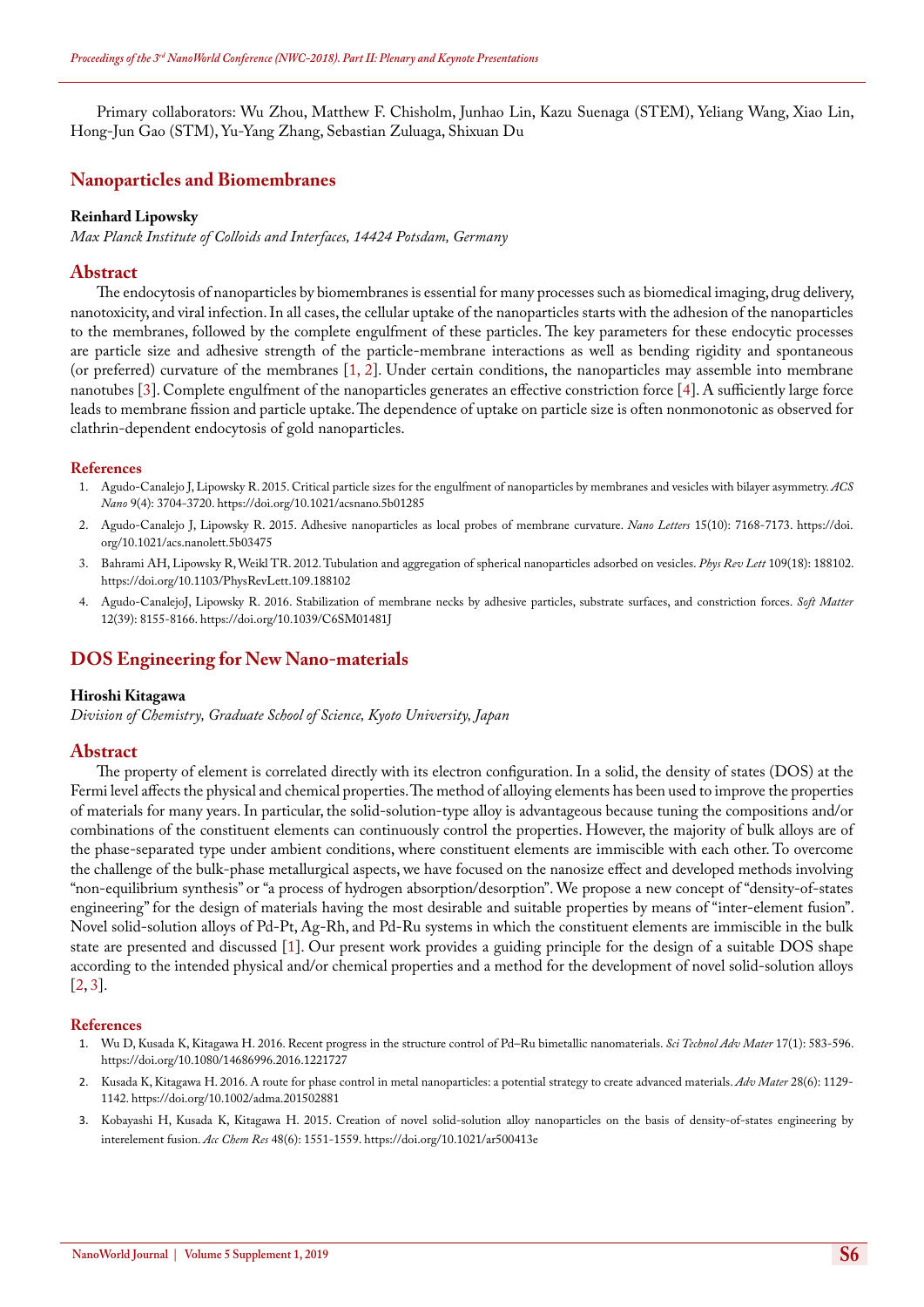Primary collaborators: Wu Zhou, Matthew F. Chisholm, Junhao Lin, Kazu Suenaga (STEM), Yeliang Wang, Xiao Lin, Hong-Jun Gao (STM), Yu-Yang Zhang, Sebastian Zuluaga, Shixuan Du

## Nanoparticles and Biomembranes

**Reinhard Lipowsky**

*Max Planck Institute of Colloids and Interfaces, 14424 Potsdam, Germany*

### Abstract

The endocytosis of nanoparticles by biomembranes is essential for many processes such as biomedical imaging, drug delivery, nanotoxicity, and viral infection. In all cases, the cellular uptake of the nanoparticles starts with the adhesion of the nanoparticles to the membranes, followed by the complete engulfment of these particles. The key parameters for these endocytic processes are particle size and adhesive strength of the particle-membrane interactions as well as bending rigidity and spontaneous (or preferred) curvature of the membranes [1, 2]. Under certain conditions, the nanoparticles may assemble into membrane nanotubes [3]. Complete engulfment of the nanoparticles generates an effective constriction force [4]. A sufficiently large force leads to membrane fission and particle uptake. The dependence of uptake on particle size is often nonmonotonic as observed for clathrin-dependent endocytosis of gold nanoparticles.

### References

1. Agudo-Canalejo J, Lipowsky R. 2015. Critical particle sizes for the engulfment of nanoparticles by membranes and vesicles with bilayer asymmetry. *ACS Nano* 9(4): 3704-3720. https://doi.org/10.1021/acsnano.5b01285
2. Agudo-Canalejo J, Lipowsky R. 2015. Adhesive nanoparticles as local probes of membrane curvature. *Nano Letters* 15(10): 7168-7173. https://doi.org/10.1021/acs.nanolett.5b03475
3. Bahrami AH, Lipowsky R, Weikl TR. 2012. Tubulation and aggregation of spherical nanoparticles adsorbed on vesicles. *Phys Rev Lett* 109(18): 188102. https://doi.org/10.1103/PhysRevLett.109.188102
4. Agudo-CanalejoJ, Lipowsky R. 2016. Stabilization of membrane necks by adhesive particles, substrate surfaces, and constriction forces. *Soft Matter* 12(39): 8155-8166. https://doi.org/10.1039/C6SM01481J

## DOS Engineering for New Nano-materials

**Hiroshi Kitagawa**

*Division of Chemistry, Graduate School of Science, Kyoto University, Japan*

### Abstract

The property of element is correlated directly with its electron configuration. In a solid, the density of states (DOS) at the Fermi level affects the physical and chemical properties. The method of alloying elements has been used to improve the properties of materials for many years. In particular, the solid-solution-type alloy is advantageous because tuning the compositions and/or combinations of the constituent elements can continuously control the properties. However, the majority of bulk alloys are of the phase-separated type under ambient conditions, where constituent elements are immiscible with each other. To overcome the challenge of the bulk-phase metallurgical aspects, we have focused on the nanosize effect and developed methods involving "non-equilibrium synthesis" or "a process of hydrogen absorption/desorption". We propose a new concept of "density-of-states engineering" for the design of materials having the most desirable and suitable properties by means of "inter-element fusion". Novel solid-solution alloys of Pd-Pt, Ag-Rh, and Pd-Ru systems in which the constituent elements are immiscible in the bulk state are presented and discussed [1]. Our present work provides a guiding principle for the design of a suitable DOS shape according to the intended physical and/or chemical properties and a method for the development of novel solid-solution alloys [2, 3].

### References

1. Wu D, Kusada K, Kitagawa H. 2016. Recent progress in the structure control of Pd–Ru bimetallic nanomaterials. *Sci Technol Adv Mater* 17(1): 583-596. https://doi.org/10.1080/14686996.2016.1221727
2. Kusada K, Kitagawa H. 2016. A route for phase control in metal nanoparticles: a potential strategy to create advanced materials. *Adv Mater* 28(6): 1129-1142. https://doi.org/10.1002/adma.201502881
3. Kobayashi H, Kusada K, Kitagawa H. 2015. Creation of novel solid-solution alloy nanoparticles on the basis of density-of-states engineering by interelement fusion. *Acc Chem Res* 48(6): 1551-1559. https://doi.org/10.1021/ar500413e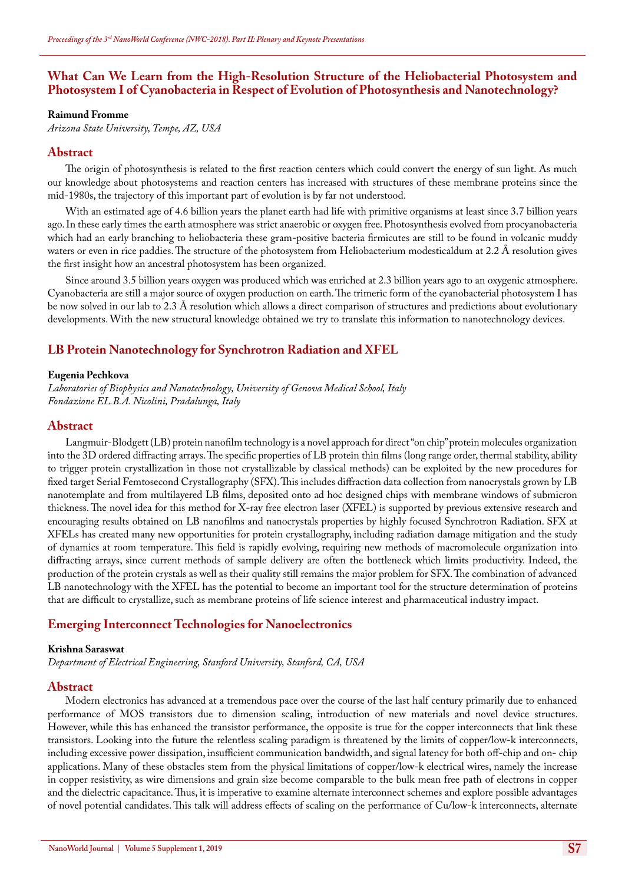## What Can We Learn from the High-Resolution Structure of the Heliobacterial Photosystem and Photosystem I of Cyanobacteria in Respect of Evolution of Photosynthesis and Nanotechnology?

**Raimund Fromme**

*Arizona State University, Tempe, AZ, USA*

### Abstract

The origin of photosynthesis is related to the first reaction centers which could convert the energy of sun light. As much our knowledge about photosystems and reaction centers has increased with structures of these membrane proteins since the mid-1980s, the trajectory of this important part of evolution is by far not understood.

With an estimated age of 4.6 billion years the planet earth had life with primitive organisms at least since 3.7 billion years ago. In these early times the earth atmosphere was strict anaerobic or oxygen free. Photosynthesis evolved from procyanobacteria which had an early branching to heliobacteria these gram-positive bacteria firmicutes are still to be found in volcanic muddy waters or even in rice paddies. The structure of the photosystem from Heliobacterium modesticaldum at 2.2 Å resolution gives the first insight how an ancestral photosystem has been organized.

Since around 3.5 billion years oxygen was produced which was enriched at 2.3 billion years ago to an oxygenic atmosphere. Cyanobacteria are still a major source of oxygen production on earth. The trimeric form of the cyanobacterial photosystem I has be now solved in our lab to 2.3 Å resolution which allows a direct comparison of structures and predictions about evolutionary developments. With the new structural knowledge obtained we try to translate this information to nanotechnology devices.

## LB Protein Nanotechnology for Synchrotron Radiation and XFEL

**Eugenia Pechkova**

*Laboratories of Biophysics and Nanotechnology, University of Genova Medical School, Italy*
*Fondazione EL.B.A. Nicolini, Pradalunga, Italy*

### Abstract

Langmuir-Blodgett (LB) protein nanofilm technology is a novel approach for direct "on chip" protein molecules organization into the 3D ordered diffracting arrays. The specific properties of LB protein thin films (long range order, thermal stability, ability to trigger protein crystallization in those not crystallizable by classical methods) can be exploited by the new procedures for fixed target Serial Femtosecond Crystallography (SFX). This includes diffraction data collection from nanocrystals grown by LB nanotemplate and from multilayered LB films, deposited onto ad hoc designed chips with membrane windows of submicron thickness. The novel idea for this method for X-ray free electron laser (XFEL) is supported by previous extensive research and encouraging results obtained on LB nanofilms and nanocrystals properties by highly focused Synchrotron Radiation. SFX at XFELs has created many new opportunities for protein crystallography, including radiation damage mitigation and the study of dynamics at room temperature. This field is rapidly evolving, requiring new methods of macromolecule organization into diffracting arrays, since current methods of sample delivery are often the bottleneck which limits productivity. Indeed, the production of the protein crystals as well as their quality still remains the major problem for SFX. The combination of advanced LB nanotechnology with the XFEL has the potential to become an important tool for the structure determination of proteins that are difficult to crystallize, such as membrane proteins of life science interest and pharmaceutical industry impact.

## Emerging Interconnect Technologies for Nanoelectronics

**Krishna Saraswat**

*Department of Electrical Engineering, Stanford University, Stanford, CA, USA*

### Abstract

Modern electronics has advanced at a tremendous pace over the course of the last half century primarily due to enhanced performance of MOS transistors due to dimension scaling, introduction of new materials and novel device structures. However, while this has enhanced the transistor performance, the opposite is true for the copper interconnects that link these transistors. Looking into the future the relentless scaling paradigm is threatened by the limits of copper/low-k interconnects, including excessive power dissipation, insufficient communication bandwidth, and signal latency for both off-chip and on- chip applications. Many of these obstacles stem from the physical limitations of copper/low-k electrical wires, namely the increase in copper resistivity, as wire dimensions and grain size become comparable to the bulk mean free path of electrons in copper and the dielectric capacitance. Thus, it is imperative to examine alternate interconnect schemes and explore possible advantages of novel potential candidates. This talk will address effects of scaling on the performance of Cu/low-k interconnects, alternate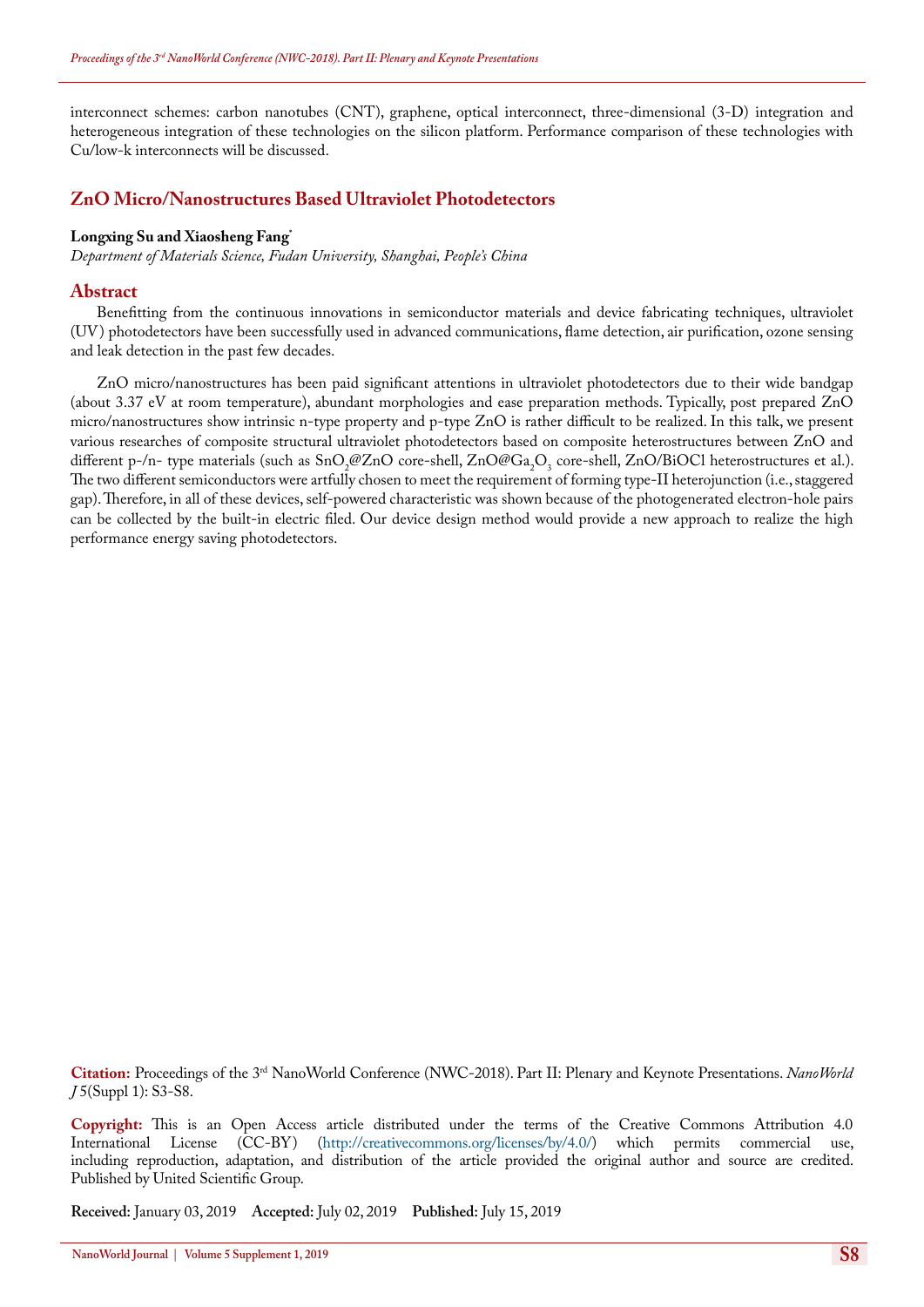interconnect schemes: carbon nanotubes (CNT), graphene, optical interconnect, three-dimensional (3-D) integration and heterogeneous integration of these technologies on the silicon platform. Performance comparison of these technologies with Cu/low-k interconnects will be discussed.

## ZnO Micro/Nanostructures Based Ultraviolet Photodetectors

**Longxing Su and Xiaosheng Fang***

*Department of Materials Science, Fudan University, Shanghai, People's China*

### Abstract

Benefitting from the continuous innovations in semiconductor materials and device fabricating techniques, ultraviolet (UV) photodetectors have been successfully used in advanced communications, flame detection, air purification, ozone sensing and leak detection in the past few decades.

ZnO micro/nanostructures has been paid significant attentions in ultraviolet photodetectors due to their wide bandgap (about 3.37 eV at room temperature), abundant morphologies and ease preparation methods. Typically, post prepared ZnO micro/nanostructures show intrinsic n-type property and p-type ZnO is rather difficult to be realized. In this talk, we present various researches of composite structural ultraviolet photodetectors based on composite heterostructures between ZnO and different p-/n- type materials (such as $SnO_2$@ZnO core-shell, ZnO@$Ga_2O_3$ core-shell, ZnO/BiOCl heterostructures et al.). The two different semiconductors were artfully chosen to meet the requirement of forming type-II heterojunction (i.e., staggered gap). Therefore, in all of these devices, self-powered characteristic was shown because of the photogenerated electron-hole pairs can be collected by the built-in electric filed. Our device design method would provide a new approach to realize the high performance energy saving photodetectors.

**Citation:** Proceedings of the 3rd NanoWorld Conference (NWC-2018). Part II: Plenary and Keynote Presentations. *NanoWorld J* 5(Suppl 1): S3-S8.

**Copyright:** This is an Open Access article distributed under the terms of the Creative Commons Attribution 4.0 International License (CC-BY) (http://creativecommons.org/licenses/by/4.0/) which permits commercial use, including reproduction, adaptation, and distribution of the article provided the original author and source are credited. Published by United Scientific Group.

**Received:** January 03, 2019 **Accepted:** July 02, 2019 **Published:** July 15, 2019